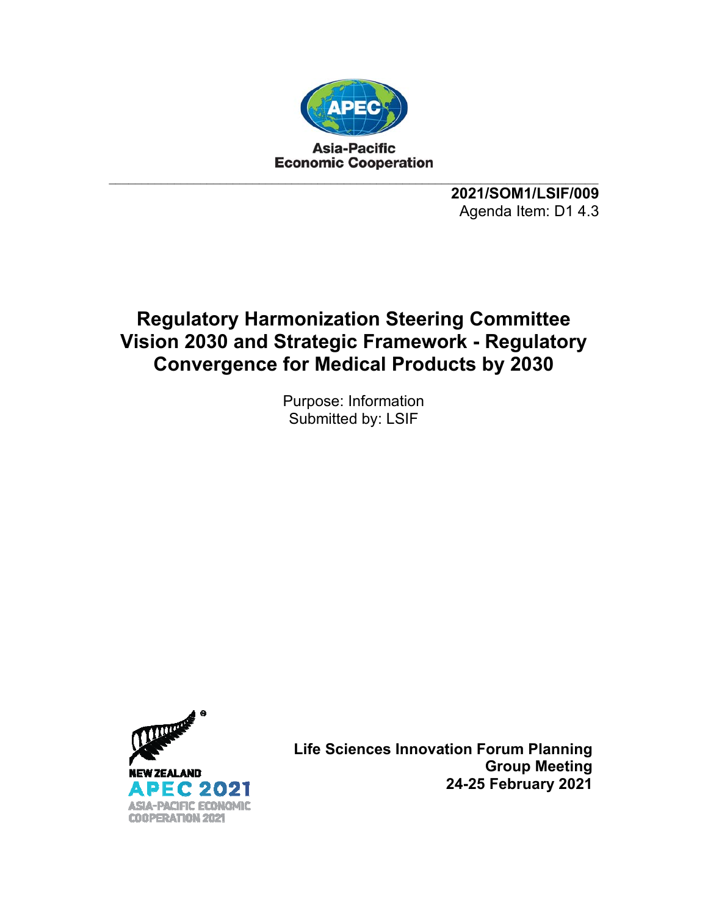Asia-Pacific
Economic Cooperation

**2021/SOM1/LSIF/009**
Agenda Item: D1 4.3

# Regulatory Harmonization Steering Committee Vision 2030 and Strategic Framework - Regulatory Convergence for Medical Products by 2030

Purpose: Information
Submitted by: LSIF

NEW ZEALAND
APEC 2021
ASIA-PACIFIC ECONOMIC COOPERATION 2021

**Life Sciences Innovation Forum Planning Group Meeting**
**24-25 February 2021**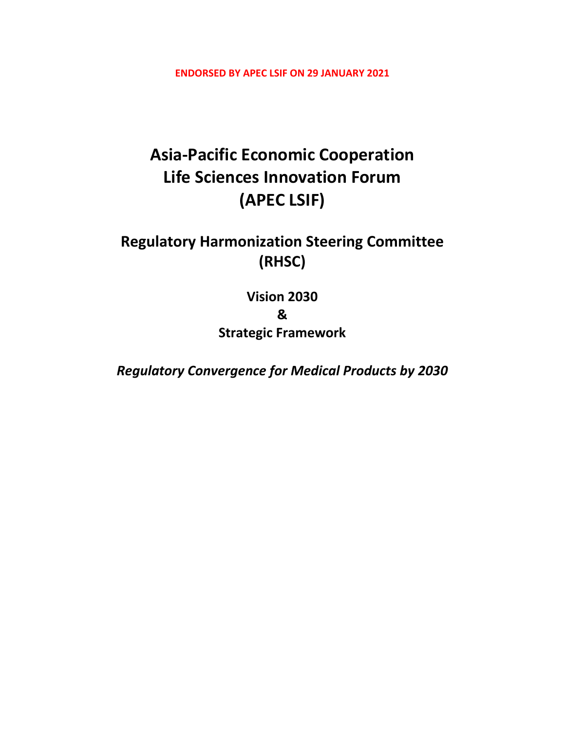**ENDORSED BY APEC LSIF ON 29 JANUARY 2021**

# Asia-Pacific Economic Cooperation Life Sciences Innovation Forum (APEC LSIF)

## Regulatory Harmonization Steering Committee (RHSC)

### Vision 2030 & Strategic Framework

***Regulatory Convergence for Medical Products by 2030***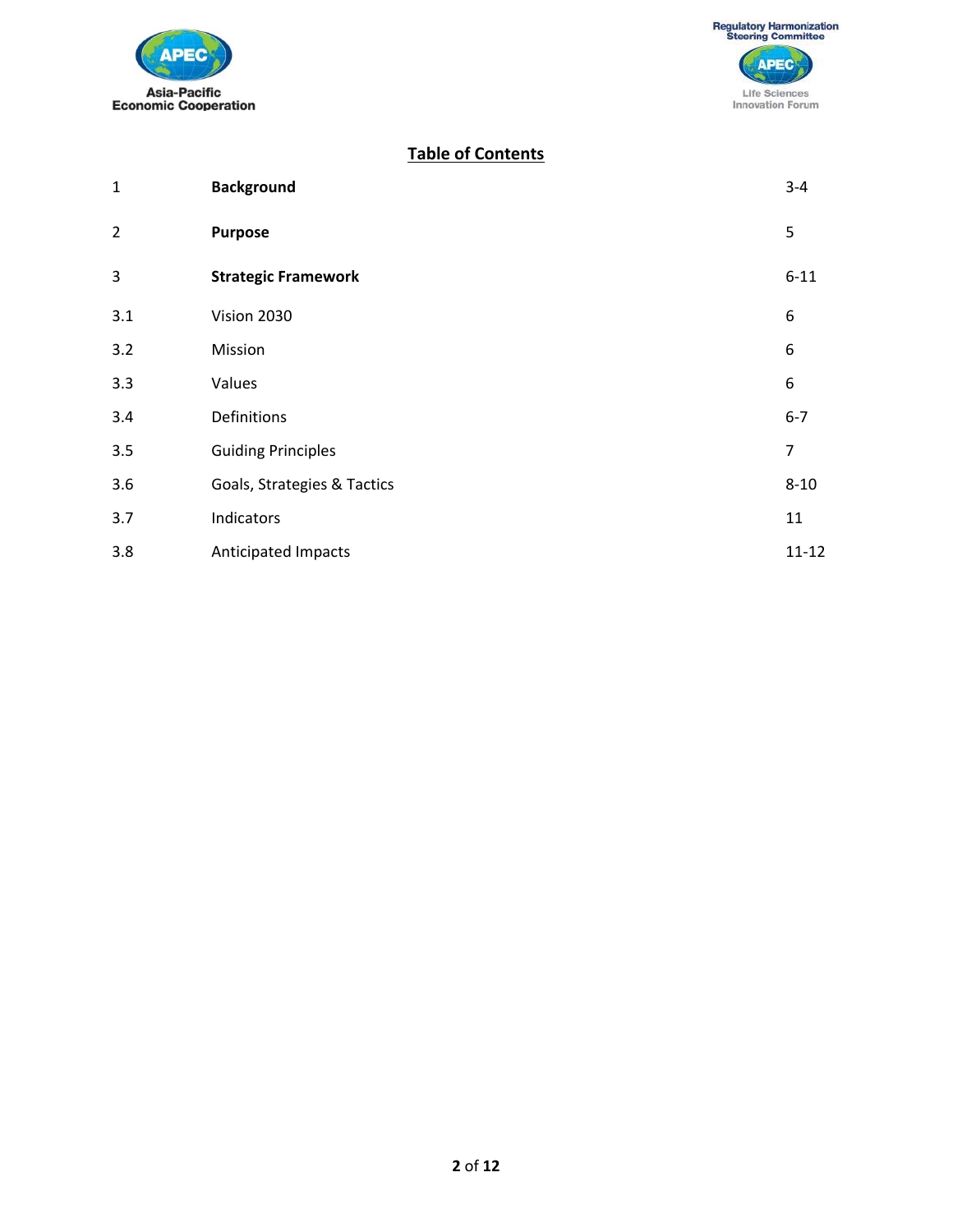## Table of Contents

| | | |
|---|---|---|
| 1 | **Background** | 3-4 |
| 2 | **Purpose** | 5 |
| 3 | **Strategic Framework** | 6-11 |
| 3.1 | Vision 2030 | 6 |
| 3.2 | Mission | 6 |
| 3.3 | Values | 6 |
| 3.4 | Definitions | 6-7 |
| 3.5 | Guiding Principles | 7 |
| 3.6 | Goals, Strategies & Tactics | 8-10 |
| 3.7 | Indicators | 11 |
| 3.8 | Anticipated Impacts | 11-12 |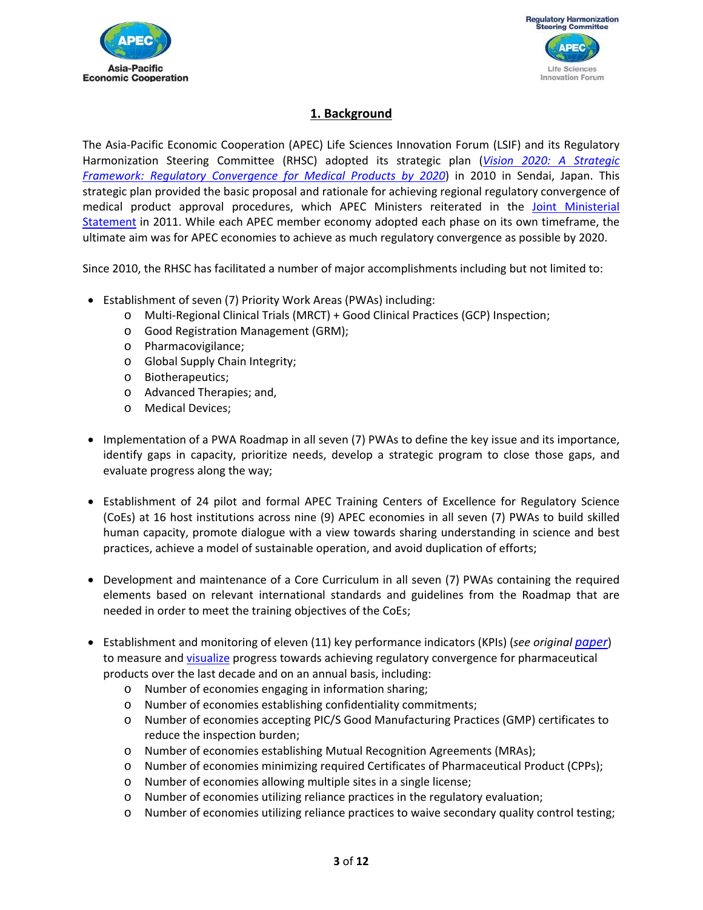## 1. Background

The Asia-Pacific Economic Cooperation (APEC) Life Sciences Innovation Forum (LSIF) and its Regulatory Harmonization Steering Committee (RHSC) adopted its strategic plan (*Vision 2020: A Strategic Framework: Regulatory Convergence for Medical Products by 2020*) in 2010 in Sendai, Japan. This strategic plan provided the basic proposal and rationale for achieving regional regulatory convergence of medical product approval procedures, which APEC Ministers reiterated in the Joint Ministerial Statement in 2011. While each APEC member economy adopted each phase on its own timeframe, the ultimate aim was for APEC economies to achieve as much regulatory convergence as possible by 2020.

Since 2010, the RHSC has facilitated a number of major accomplishments including but not limited to:

- Establishment of seven (7) Priority Work Areas (PWAs) including:
  - Multi-Regional Clinical Trials (MRCT) + Good Clinical Practices (GCP) Inspection;
  - Good Registration Management (GRM);
  - Pharmacovigilance;
  - Global Supply Chain Integrity;
  - Biotherapeutics;
  - Advanced Therapies; and,
  - Medical Devices;
- Implementation of a PWA Roadmap in all seven (7) PWAs to define the key issue and its importance, identify gaps in capacity, prioritize needs, develop a strategic program to close those gaps, and evaluate progress along the way;
- Establishment of 24 pilot and formal APEC Training Centers of Excellence for Regulatory Science (CoEs) at 16 host institutions across nine (9) APEC economies in all seven (7) PWAs to build skilled human capacity, promote dialogue with a view towards sharing understanding in science and best practices, achieve a model of sustainable operation, and avoid duplication of efforts;
- Development and maintenance of a Core Curriculum in all seven (7) PWAs containing the required elements based on relevant international standards and guidelines from the Roadmap that are needed in order to meet the training objectives of the CoEs;
- Establishment and monitoring of eleven (11) key performance indicators (KPIs) (*see original paper*) to measure and visualize progress towards achieving regulatory convergence for pharmaceutical products over the last decade and on an annual basis, including:
  - Number of economies engaging in information sharing;
  - Number of economies establishing confidentiality commitments;
  - Number of economies accepting PIC/S Good Manufacturing Practices (GMP) certificates to reduce the inspection burden;
  - Number of economies establishing Mutual Recognition Agreements (MRAs);
  - Number of economies minimizing required Certificates of Pharmaceutical Product (CPPs);
  - Number of economies allowing multiple sites in a single license;
  - Number of economies utilizing reliance practices in the regulatory evaluation;
  - Number of economies utilizing reliance practices to waive secondary quality control testing;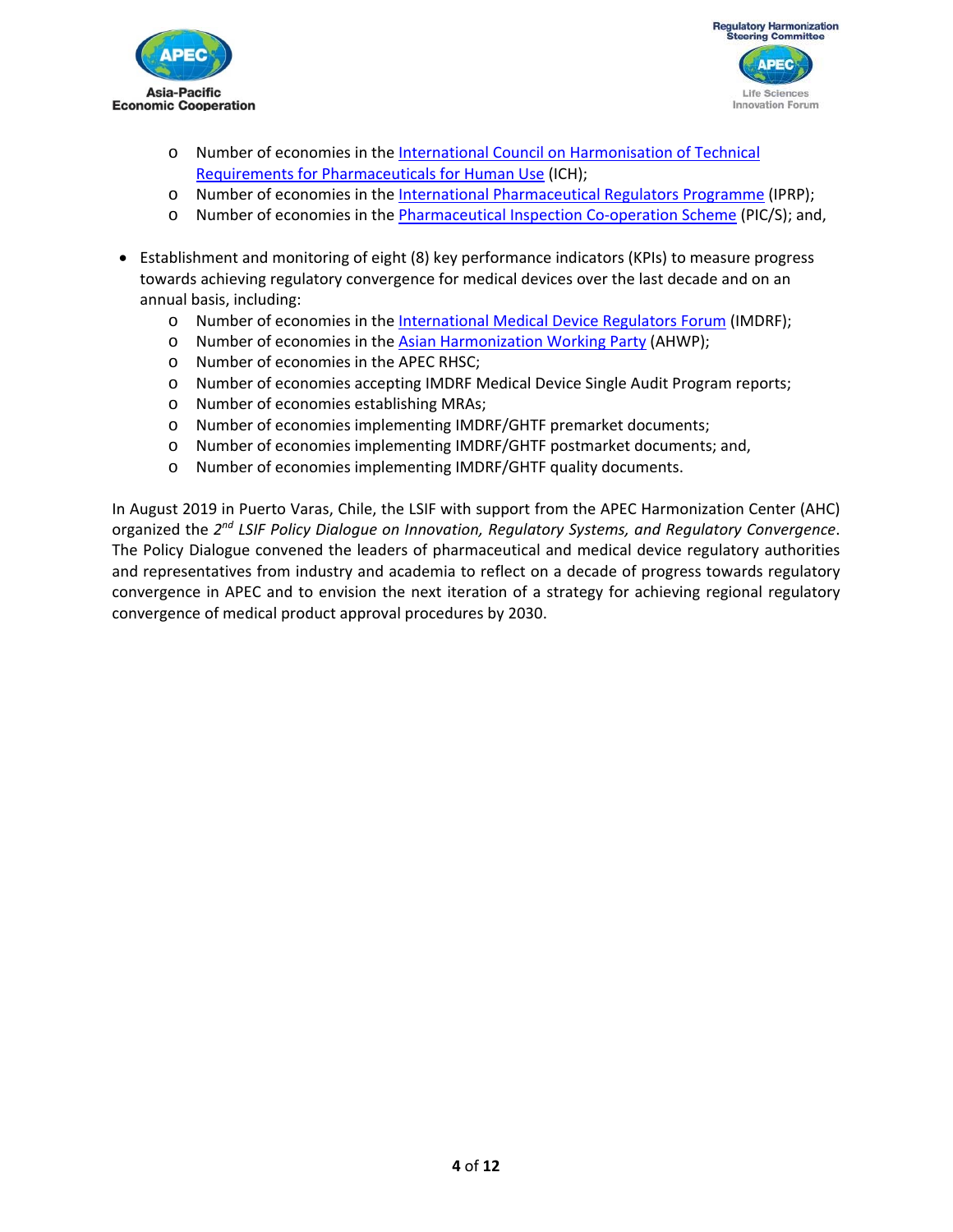- Number of economies in the [International Council on Harmonisation of Technical Requirements for Pharmaceuticals for Human Use]() (ICH);
  - Number of economies in the [International Pharmaceutical Regulators Programme]() (IPRP);
  - Number of economies in the [Pharmaceutical Inspection Co-operation Scheme]() (PIC/S); and,

- Establishment and monitoring of eight (8) key performance indicators (KPIs) to measure progress towards achieving regulatory convergence for medical devices over the last decade and on an annual basis, including:
  - Number of economies in the [International Medical Device Regulators Forum]() (IMDRF);
  - Number of economies in the [Asian Harmonization Working Party]() (AHWP);
  - Number of economies in the APEC RHSC;
  - Number of economies accepting IMDRF Medical Device Single Audit Program reports;
  - Number of economies establishing MRAs;
  - Number of economies implementing IMDRF/GHTF premarket documents;
  - Number of economies implementing IMDRF/GHTF postmarket documents; and,
  - Number of economies implementing IMDRF/GHTF quality documents.

In August 2019 in Puerto Varas, Chile, the LSIF with support from the APEC Harmonization Center (AHC) organized the *2nd LSIF Policy Dialogue on Innovation, Regulatory Systems, and Regulatory Convergence*. The Policy Dialogue convened the leaders of pharmaceutical and medical device regulatory authorities and representatives from industry and academia to reflect on a decade of progress towards regulatory convergence in APEC and to envision the next iteration of a strategy for achieving regional regulatory convergence of medical product approval procedures by 2030.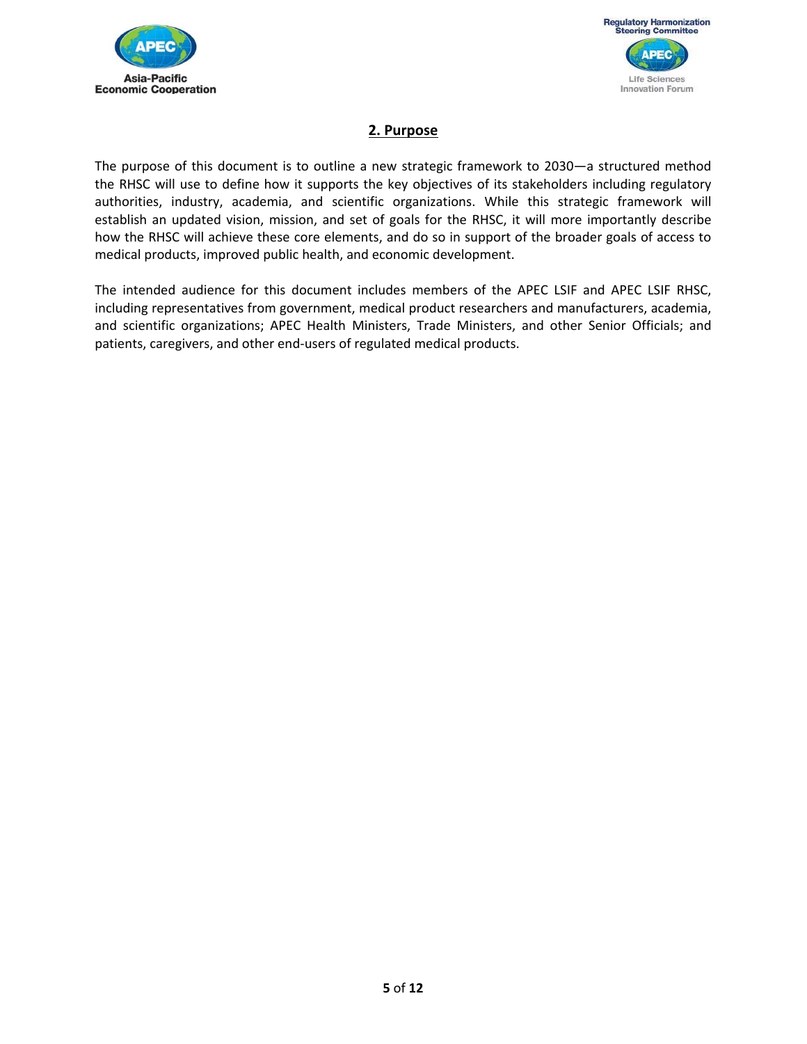## 2. Purpose

The purpose of this document is to outline a new strategic framework to 2030—a structured method the RHSC will use to define how it supports the key objectives of its stakeholders including regulatory authorities, industry, academia, and scientific organizations. While this strategic framework will establish an updated vision, mission, and set of goals for the RHSC, it will more importantly describe how the RHSC will achieve these core elements, and do so in support of the broader goals of access to medical products, improved public health, and economic development.

The intended audience for this document includes members of the APEC LSIF and APEC LSIF RHSC, including representatives from government, medical product researchers and manufacturers, academia, and scientific organizations; APEC Health Ministers, Trade Ministers, and other Senior Officials; and patients, caregivers, and other end-users of regulated medical products.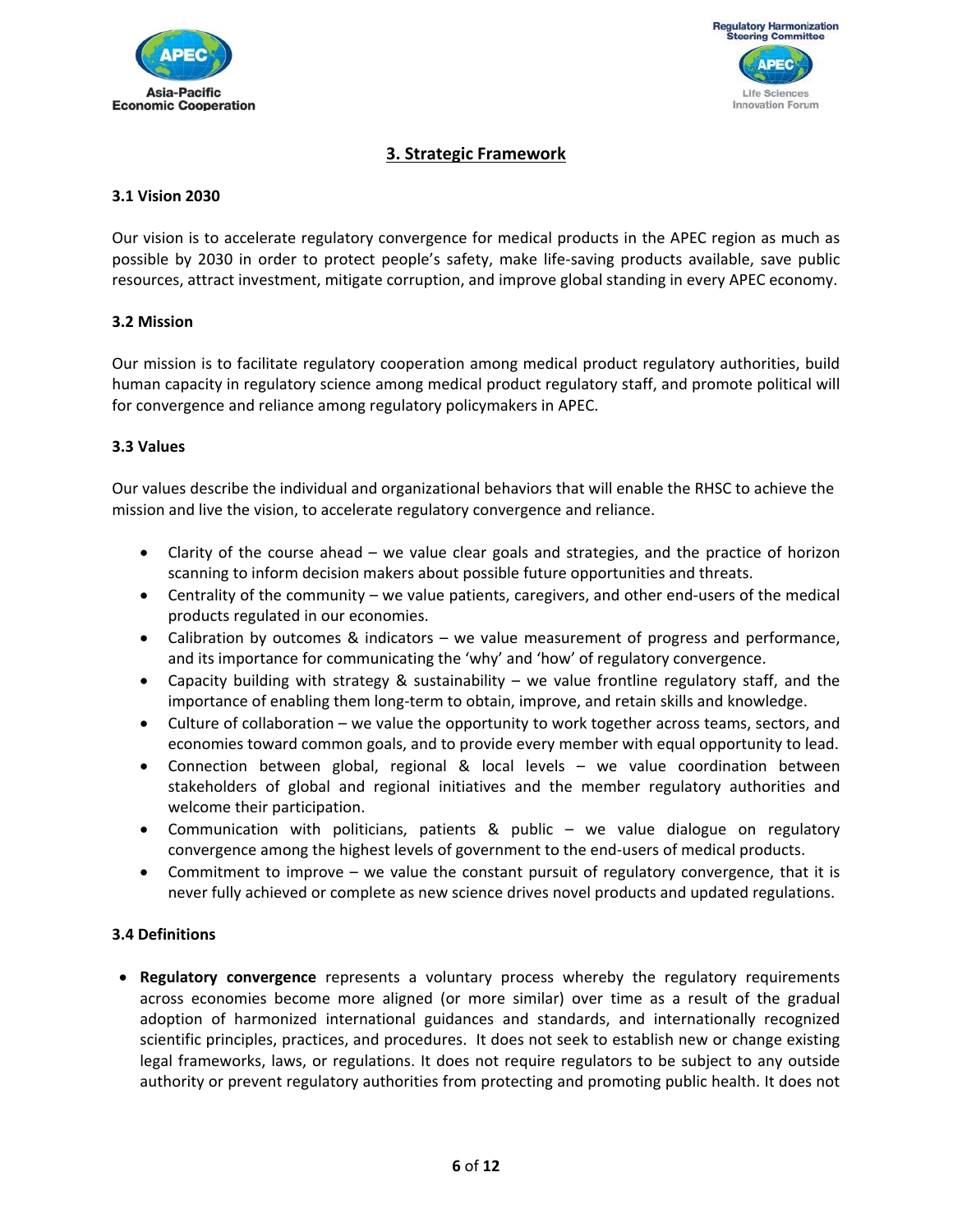## 3. Strategic Framework

### 3.1 Vision 2030

Our vision is to accelerate regulatory convergence for medical products in the APEC region as much as possible by 2030 in order to protect people's safety, make life-saving products available, save public resources, attract investment, mitigate corruption, and improve global standing in every APEC economy.

### 3.2 Mission

Our mission is to facilitate regulatory cooperation among medical product regulatory authorities, build human capacity in regulatory science among medical product regulatory staff, and promote political will for convergence and reliance among regulatory policymakers in APEC.

### 3.3 Values

Our values describe the individual and organizational behaviors that will enable the RHSC to achieve the mission and live the vision, to accelerate regulatory convergence and reliance.

- Clarity of the course ahead – we value clear goals and strategies, and the practice of horizon scanning to inform decision makers about possible future opportunities and threats.
- Centrality of the community – we value patients, caregivers, and other end-users of the medical products regulated in our economies.
- Calibration by outcomes & indicators – we value measurement of progress and performance, and its importance for communicating the 'why' and 'how' of regulatory convergence.
- Capacity building with strategy & sustainability – we value frontline regulatory staff, and the importance of enabling them long-term to obtain, improve, and retain skills and knowledge.
- Culture of collaboration – we value the opportunity to work together across teams, sectors, and economies toward common goals, and to provide every member with equal opportunity to lead.
- Connection between global, regional & local levels – we value coordination between stakeholders of global and regional initiatives and the member regulatory authorities and welcome their participation.
- Communication with politicians, patients & public – we value dialogue on regulatory convergence among the highest levels of government to the end-users of medical products.
- Commitment to improve – we value the constant pursuit of regulatory convergence, that it is never fully achieved or complete as new science drives novel products and updated regulations.

### 3.4 Definitions

- **Regulatory convergence** represents a voluntary process whereby the regulatory requirements across economies become more aligned (or more similar) over time as a result of the gradual adoption of harmonized international guidances and standards, and internationally recognized scientific principles, practices, and procedures. It does not seek to establish new or change existing legal frameworks, laws, or regulations. It does not require regulators to be subject to any outside authority or prevent regulatory authorities from protecting and promoting public health. It does not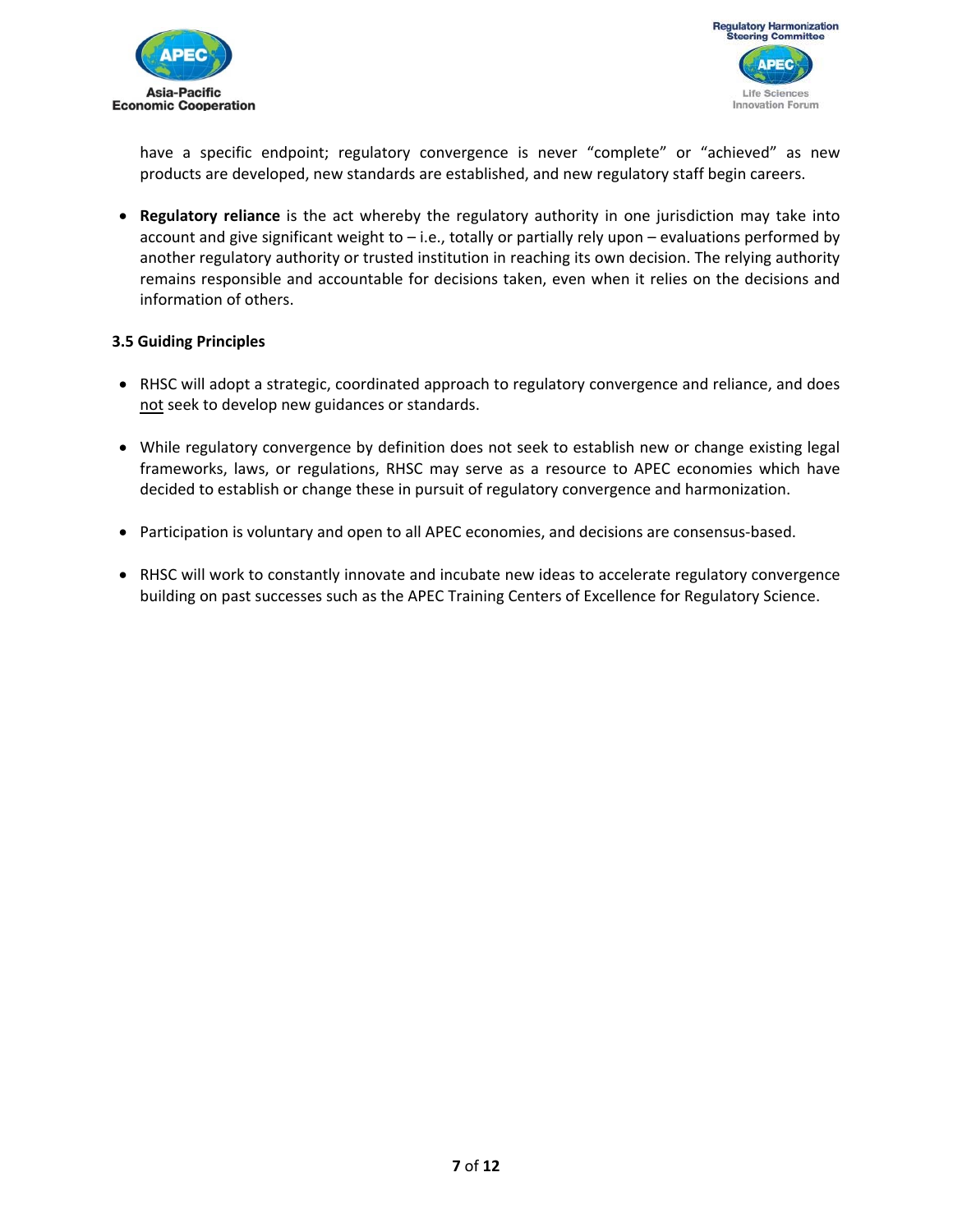have a specific endpoint; regulatory convergence is never "complete" or "achieved" as new products are developed, new standards are established, and new regulatory staff begin careers.

- **Regulatory reliance** is the act whereby the regulatory authority in one jurisdiction may take into account and give significant weight to – i.e., totally or partially rely upon – evaluations performed by another regulatory authority or trusted institution in reaching its own decision. The relying authority remains responsible and accountable for decisions taken, even when it relies on the decisions and information of others.

### 3.5 Guiding Principles

- RHSC will adopt a strategic, coordinated approach to regulatory convergence and reliance, and does <u>not</u> seek to develop new guidances or standards.
- While regulatory convergence by definition does not seek to establish new or change existing legal frameworks, laws, or regulations, RHSC may serve as a resource to APEC economies which have decided to establish or change these in pursuit of regulatory convergence and harmonization.
- Participation is voluntary and open to all APEC economies, and decisions are consensus-based.
- RHSC will work to constantly innovate and incubate new ideas to accelerate regulatory convergence building on past successes such as the APEC Training Centers of Excellence for Regulatory Science.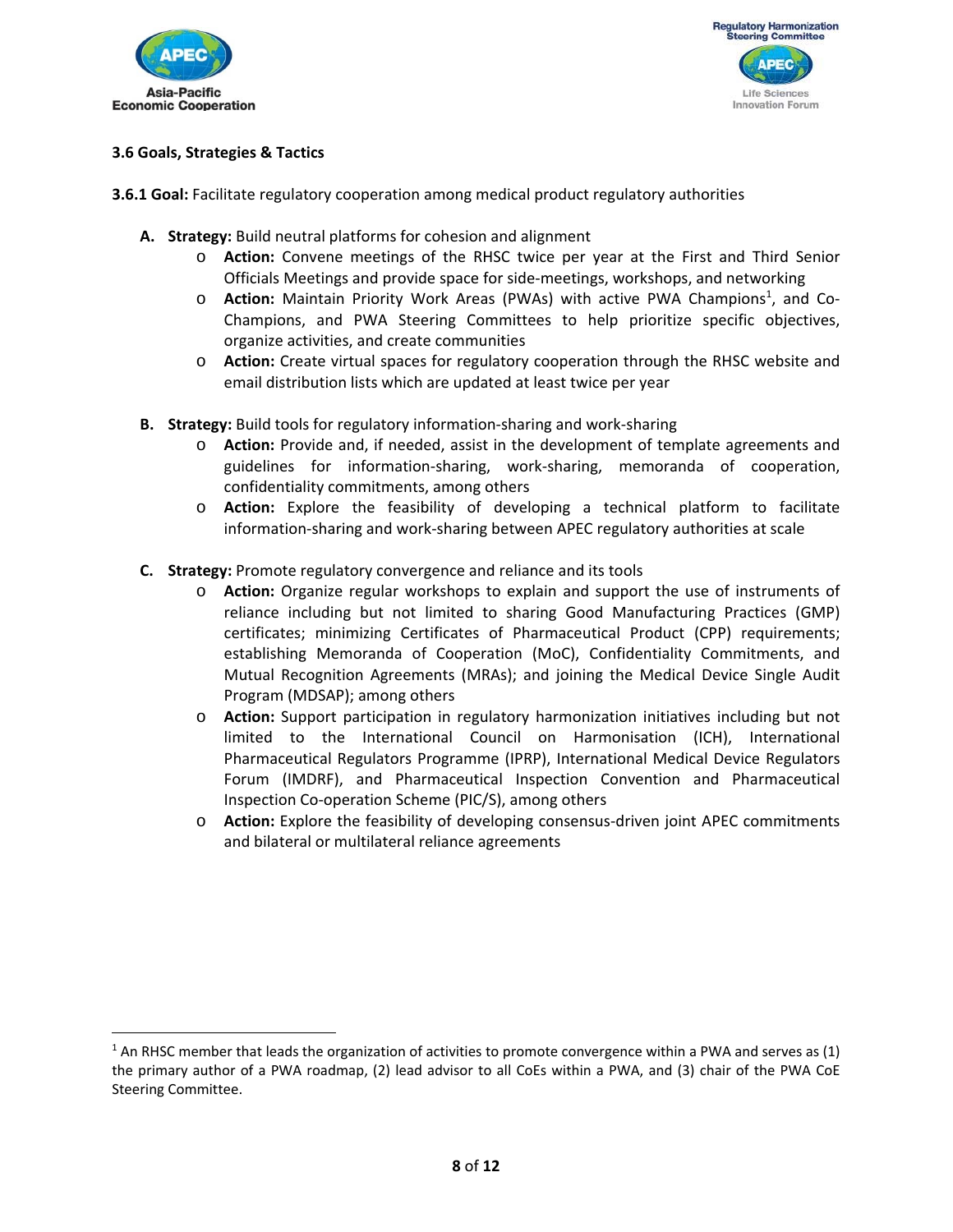### 3.6 Goals, Strategies & Tactics

**3.6.1 Goal:** Facilitate regulatory cooperation among medical product regulatory authorities

**A. Strategy:** Build neutral platforms for cohesion and alignment

- **Action:** Convene meetings of the RHSC twice per year at the First and Third Senior Officials Meetings and provide space for side-meetings, workshops, and networking
- **Action:** Maintain Priority Work Areas (PWAs) with active PWA Champions[1], and Co-Champions, and PWA Steering Committees to help prioritize specific objectives, organize activities, and create communities
- **Action:** Create virtual spaces for regulatory cooperation through the RHSC website and email distribution lists which are updated at least twice per year

**B. Strategy:** Build tools for regulatory information-sharing and work-sharing

- **Action:** Provide and, if needed, assist in the development of template agreements and guidelines for information-sharing, work-sharing, memoranda of cooperation, confidentiality commitments, among others
- **Action:** Explore the feasibility of developing a technical platform to facilitate information-sharing and work-sharing between APEC regulatory authorities at scale

**C. Strategy:** Promote regulatory convergence and reliance and its tools

- **Action:** Organize regular workshops to explain and support the use of instruments of reliance including but not limited to sharing Good Manufacturing Practices (GMP) certificates; minimizing Certificates of Pharmaceutical Product (CPP) requirements; establishing Memoranda of Cooperation (MoC), Confidentiality Commitments, and Mutual Recognition Agreements (MRAs); and joining the Medical Device Single Audit Program (MDSAP); among others
- **Action:** Support participation in regulatory harmonization initiatives including but not limited to the International Council on Harmonisation (ICH), International Pharmaceutical Regulators Programme (IPRP), International Medical Device Regulators Forum (IMDRF), and Pharmaceutical Inspection Convention and Pharmaceutical Inspection Co-operation Scheme (PIC/S), among others
- **Action:** Explore the feasibility of developing consensus-driven joint APEC commitments and bilateral or multilateral reliance agreements

---

[1] An RHSC member that leads the organization of activities to promote convergence within a PWA and serves as (1) the primary author of a PWA roadmap, (2) lead advisor to all CoEs within a PWA, and (3) chair of the PWA CoE Steering Committee.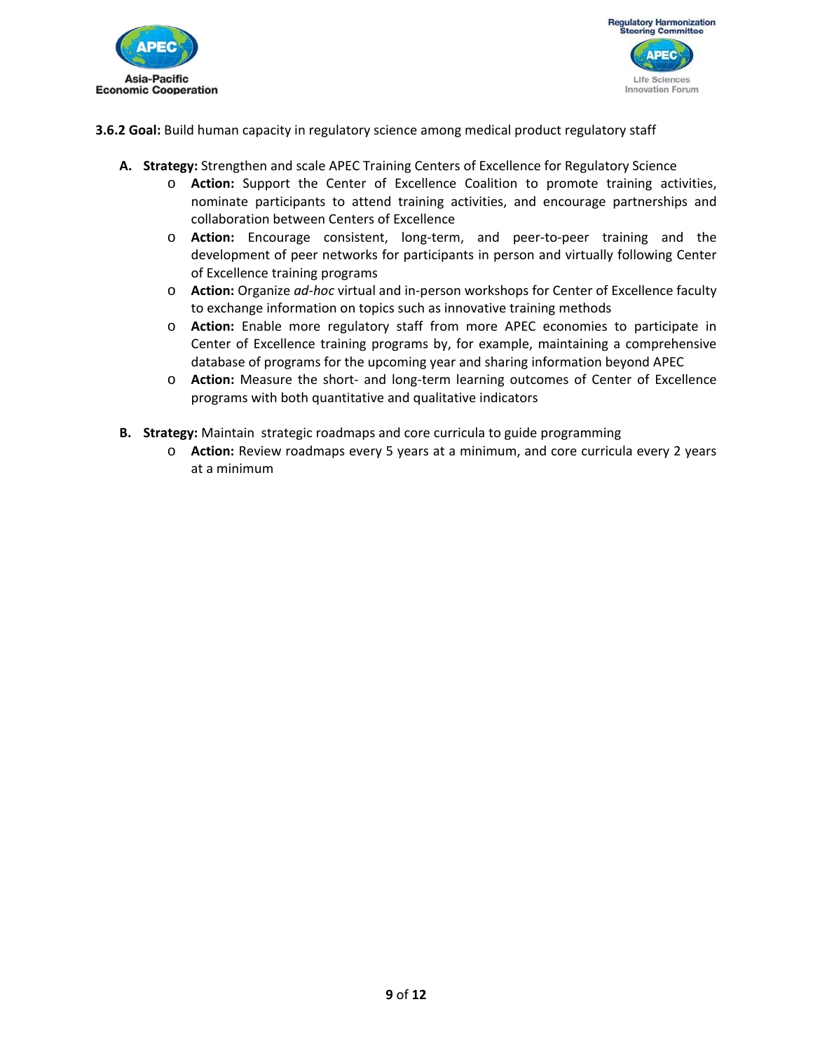**3.6.2 Goal:** Build human capacity in regulatory science among medical product regulatory staff

**A. Strategy:** Strengthen and scale APEC Training Centers of Excellence for Regulatory Science

- **Action:** Support the Center of Excellence Coalition to promote training activities, nominate participants to attend training activities, and encourage partnerships and collaboration between Centers of Excellence
- **Action:** Encourage consistent, long-term, and peer-to-peer training and the development of peer networks for participants in person and virtually following Center of Excellence training programs
- **Action:** Organize *ad-hoc* virtual and in-person workshops for Center of Excellence faculty to exchange information on topics such as innovative training methods
- **Action:** Enable more regulatory staff from more APEC economies to participate in Center of Excellence training programs by, for example, maintaining a comprehensive database of programs for the upcoming year and sharing information beyond APEC
- **Action:** Measure the short- and long-term learning outcomes of Center of Excellence programs with both quantitative and qualitative indicators

**B. Strategy:** Maintain strategic roadmaps and core curricula to guide programming

- **Action:** Review roadmaps every 5 years at a minimum, and core curricula every 2 years at a minimum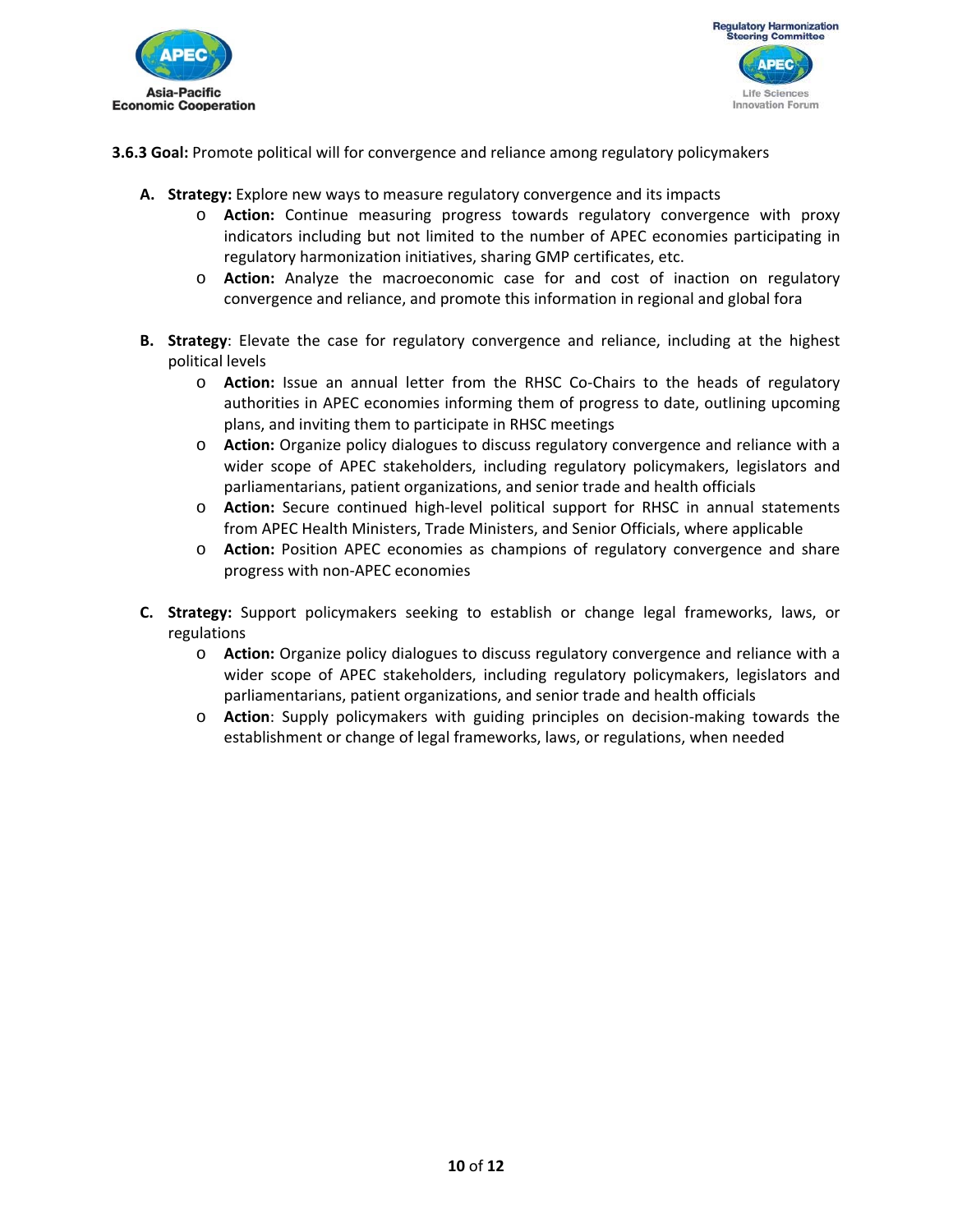**3.6.3 Goal:** Promote political will for convergence and reliance among regulatory policymakers

**A. Strategy:** Explore new ways to measure regulatory convergence and its impacts

- **Action:** Continue measuring progress towards regulatory convergence with proxy indicators including but not limited to the number of APEC economies participating in regulatory harmonization initiatives, sharing GMP certificates, etc.
- **Action:** Analyze the macroeconomic case for and cost of inaction on regulatory convergence and reliance, and promote this information in regional and global fora

**B. Strategy**: Elevate the case for regulatory convergence and reliance, including at the highest political levels

- **Action:** Issue an annual letter from the RHSC Co-Chairs to the heads of regulatory authorities in APEC economies informing them of progress to date, outlining upcoming plans, and inviting them to participate in RHSC meetings
- **Action:** Organize policy dialogues to discuss regulatory convergence and reliance with a wider scope of APEC stakeholders, including regulatory policymakers, legislators and parliamentarians, patient organizations, and senior trade and health officials
- **Action:** Secure continued high-level political support for RHSC in annual statements from APEC Health Ministers, Trade Ministers, and Senior Officials, where applicable
- **Action:** Position APEC economies as champions of regulatory convergence and share progress with non-APEC economies

**C. Strategy:** Support policymakers seeking to establish or change legal frameworks, laws, or regulations

- **Action:** Organize policy dialogues to discuss regulatory convergence and reliance with a wider scope of APEC stakeholders, including regulatory policymakers, legislators and parliamentarians, patient organizations, and senior trade and health officials
- **Action**: Supply policymakers with guiding principles on decision-making towards the establishment or change of legal frameworks, laws, or regulations, when needed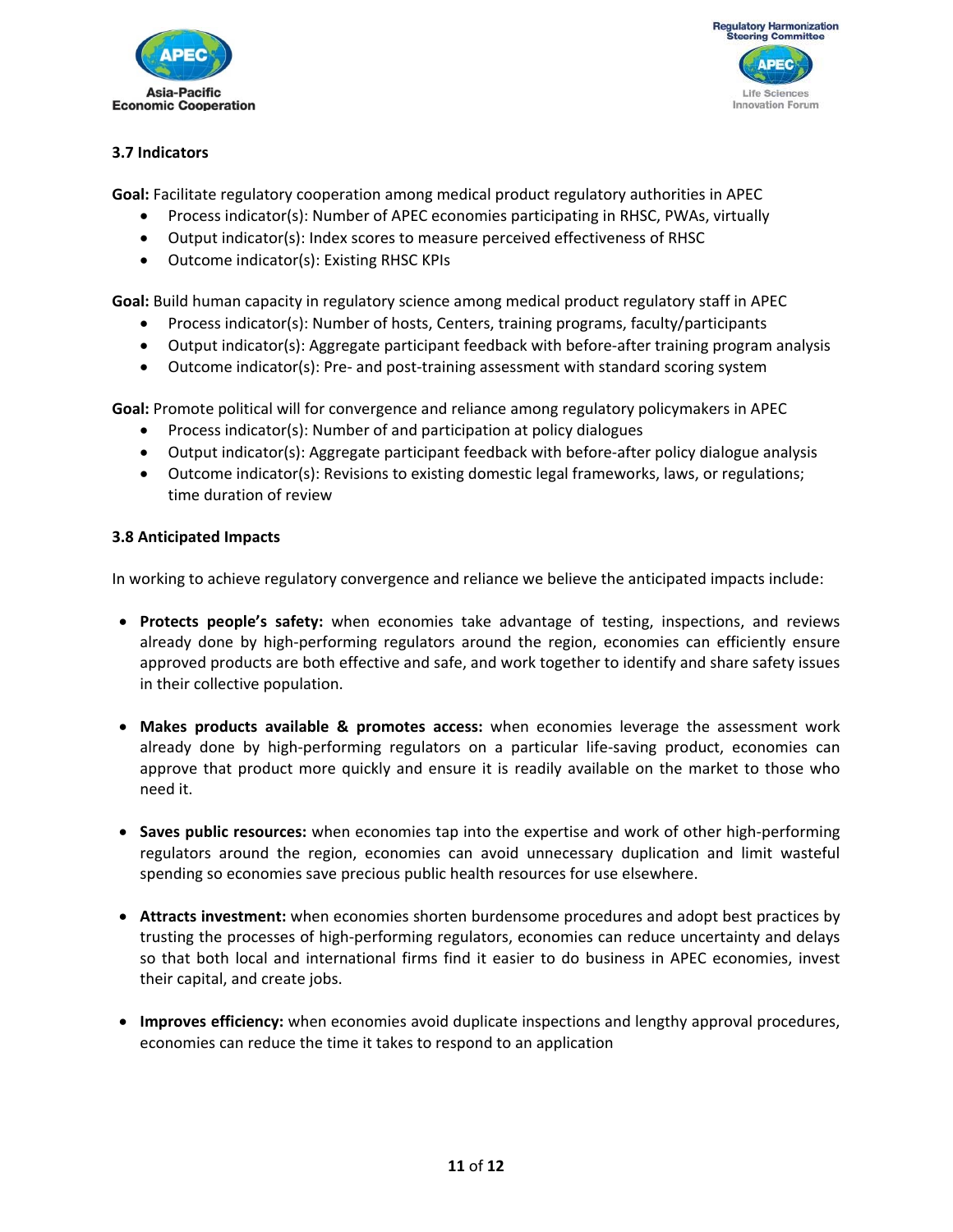### 3.7 Indicators

**Goal:** Facilitate regulatory cooperation among medical product regulatory authorities in APEC

- Process indicator(s): Number of APEC economies participating in RHSC, PWAs, virtually
- Output indicator(s): Index scores to measure perceived effectiveness of RHSC
- Outcome indicator(s): Existing RHSC KPIs

**Goal:** Build human capacity in regulatory science among medical product regulatory staff in APEC

- Process indicator(s): Number of hosts, Centers, training programs, faculty/participants
- Output indicator(s): Aggregate participant feedback with before-after training program analysis
- Outcome indicator(s): Pre- and post-training assessment with standard scoring system

**Goal:** Promote political will for convergence and reliance among regulatory policymakers in APEC

- Process indicator(s): Number of and participation at policy dialogues
- Output indicator(s): Aggregate participant feedback with before-after policy dialogue analysis
- Outcome indicator(s): Revisions to existing domestic legal frameworks, laws, or regulations; time duration of review

### 3.8 Anticipated Impacts

In working to achieve regulatory convergence and reliance we believe the anticipated impacts include:

- **Protects people's safety:** when economies take advantage of testing, inspections, and reviews already done by high-performing regulators around the region, economies can efficiently ensure approved products are both effective and safe, and work together to identify and share safety issues in their collective population.

- **Makes products available & promotes access:** when economies leverage the assessment work already done by high-performing regulators on a particular life-saving product, economies can approve that product more quickly and ensure it is readily available on the market to those who need it.

- **Saves public resources:** when economies tap into the expertise and work of other high-performing regulators around the region, economies can avoid unnecessary duplication and limit wasteful spending so economies save precious public health resources for use elsewhere.

- **Attracts investment:** when economies shorten burdensome procedures and adopt best practices by trusting the processes of high-performing regulators, economies can reduce uncertainty and delays so that both local and international firms find it easier to do business in APEC economies, invest their capital, and create jobs.

- **Improves efficiency:** when economies avoid duplicate inspections and lengthy approval procedures, economies can reduce the time it takes to respond to an application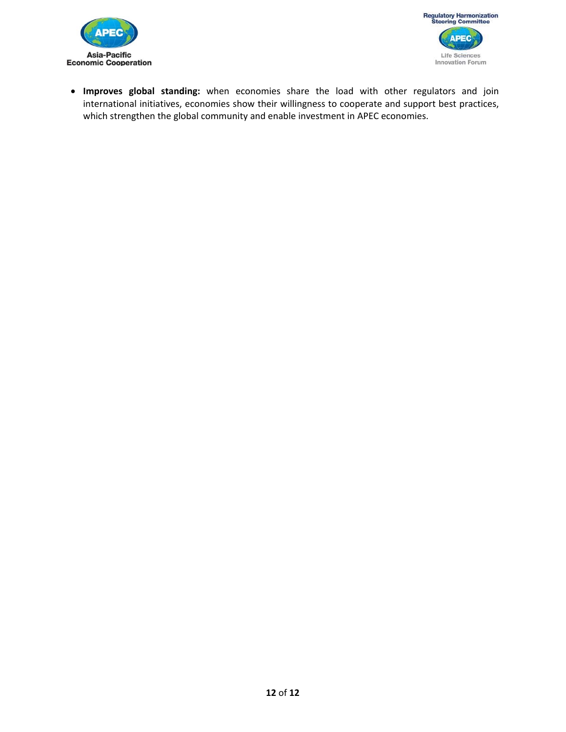- **Improves global standing:** when economies share the load with other regulators and join international initiatives, economies show their willingness to cooperate and support best practices, which strengthen the global community and enable investment in APEC economies.